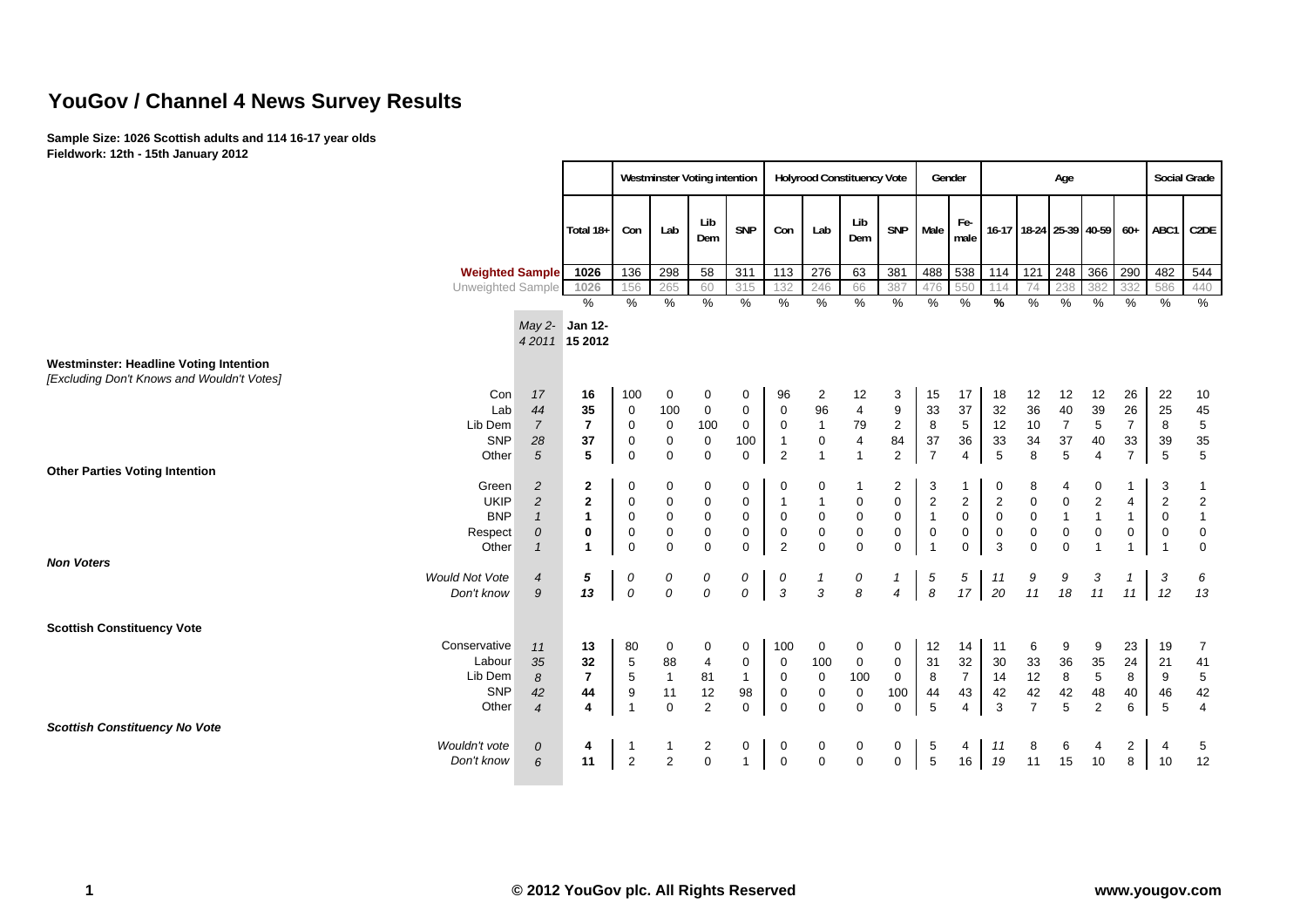# YouGov / Channel 4 News Survey Results

**Sample Size: 1026 Scottish adults and 114 16-17 year olds**
**Fieldwork: 12th - 15th January 2012**

| | | | Westminster Voting intention | | | | Holyrood Constituency Vote | | | | Gender | | Age | | | | | Social Grade | |
|---|---|---|---|---|---|---|---|---|---|---|---|---|---|---|---|---|---|---|---|
| | | Total 18+ | Con | Lab | Lib Dem | SNP | Con | Lab | Lib Dem | SNP | Male | Female | 16-17 | 18-24 | 25-39 | 40-59 | 60+ | ABC1 | C2DE |
| **Weighted Sample** | | 1026 | 136 | 298 | 58 | 311 | 113 | 276 | 63 | 381 | 488 | 538 | 114 | 121 | 248 | 366 | 290 | 482 | 544 |
| Unweighted Sample | | 1026 | 156 | 265 | 60 | 315 | 132 | 246 | 66 | 387 | 476 | 550 | 114 | 74 | 238 | 382 | 332 | 586 | 440 |
| | | % | % | % | % | % | % | % | % | % | % | % | % | % | % | % | % | % | % |
| | *May 2-4 2011* | **Jan 12-15 2012** | | | | | | | | | | | | | | | | | |
| **Westminster: Headline Voting Intention** *[Excluding Don't Knows and Wouldn't Votes]* | | | | | | | | | | | | | | | | | | | |
| Con | *17* | **16** | 100 | 0 | 0 | 0 | 96 | 2 | 12 | 3 | 15 | 17 | 18 | 12 | 12 | 12 | 26 | 22 | 10 |
| Lab | *44* | **35** | 0 | 100 | 0 | 0 | 0 | 96 | 4 | 9 | 33 | 37 | 32 | 36 | 40 | 39 | 26 | 25 | 45 |
| Lib Dem | *7* | **7** | 0 | 0 | 100 | 0 | 0 | 1 | 79 | 2 | 8 | 5 | 12 | 10 | 7 | 5 | 7 | 8 | 5 |
| SNP | *28* | **37** | 0 | 0 | 0 | 100 | 1 | 0 | 4 | 84 | 37 | 36 | 33 | 34 | 37 | 40 | 33 | 39 | 35 |
| Other | *5* | **5** | 0 | 0 | 0 | 0 | 2 | 1 | 1 | 2 | 7 | 4 | 5 | 8 | 5 | 4 | 7 | 5 | 5 |
| **Other Parties Voting Intention** | | | | | | | | | | | | | | | | | | | |
| Green | *2* | **2** | 0 | 0 | 0 | 0 | 0 | 0 | 1 | 2 | 3 | 1 | 0 | 8 | 4 | 0 | 1 | 3 | 1 |
| UKIP | *2* | **2** | 0 | 0 | 0 | 0 | 1 | 1 | 0 | 0 | 2 | 2 | 2 | 0 | 0 | 2 | 4 | 2 | 2 |
| BNP | *1* | **1** | 0 | 0 | 0 | 0 | 0 | 0 | 0 | 0 | 1 | 0 | 0 | 0 | 1 | 1 | 1 | 0 | 1 |
| Respect | *0* | **0** | 0 | 0 | 0 | 0 | 0 | 0 | 0 | 0 | 0 | 0 | 0 | 0 | 0 | 0 | 0 | 0 | 0 |
| Other | *1* | **1** | 0 | 0 | 0 | 0 | 2 | 0 | 0 | 0 | 1 | 0 | 3 | 0 | 0 | 1 | 1 | 1 | 0 |
| ***Non Voters*** | | | | | | | | | | | | | | | | | | | |
| *Would Not Vote* | *4* | ***5*** | *0* | *0* | *0* | *0* | *0* | *1* | *0* | *1* | *5* | *5* | *11* | *9* | *9* | *3* | *1* | *3* | *6* |
| *Don't know* | *9* | ***13*** | *0* | *0* | *0* | *0* | *3* | *3* | *8* | *4* | *8* | *17* | *20* | *11* | *18* | *11* | *11* | *12* | *13* |
| **Scottish Constituency Vote** | | | | | | | | | | | | | | | | | | | |
| Conservative | *11* | **13** | 80 | 0 | 0 | 0 | 100 | 0 | 0 | 0 | 12 | 14 | 11 | 6 | 9 | 9 | 23 | 19 | 7 |
| Labour | *35* | **32** | 5 | 88 | 4 | 0 | 0 | 100 | 0 | 0 | 31 | 32 | 30 | 33 | 36 | 35 | 24 | 21 | 41 |
| Lib Dem | *8* | **7** | 5 | 1 | 81 | 1 | 0 | 0 | 100 | 0 | 8 | 7 | 14 | 12 | 8 | 5 | 8 | 9 | 5 |
| SNP | *42* | **44** | 9 | 11 | 12 | 98 | 0 | 0 | 0 | 100 | 44 | 43 | 42 | 42 | 42 | 48 | 40 | 46 | 42 |
| Other | *4* | **4** | 1 | 0 | 2 | 0 | 0 | 0 | 0 | 0 | 5 | 4 | 3 | 7 | 5 | 2 | 6 | 5 | 4 |
| ***Scottish Constituency No Vote*** | | | | | | | | | | | | | | | | | | | |
| *Wouldn't vote* | *0* | **4** | 1 | 1 | 2 | 0 | 0 | 0 | 0 | 0 | 5 | 4 | *11* | 8 | 6 | 4 | 2 | 4 | 5 |
| *Don't know* | *6* | **11** | 2 | 2 | 0 | 1 | 0 | 0 | 0 | 0 | 5 | 16 | *19* | 11 | 15 | 10 | 8 | 10 | 12 |

© 2012 YouGov plc. All Rights Reserved www.yougov.com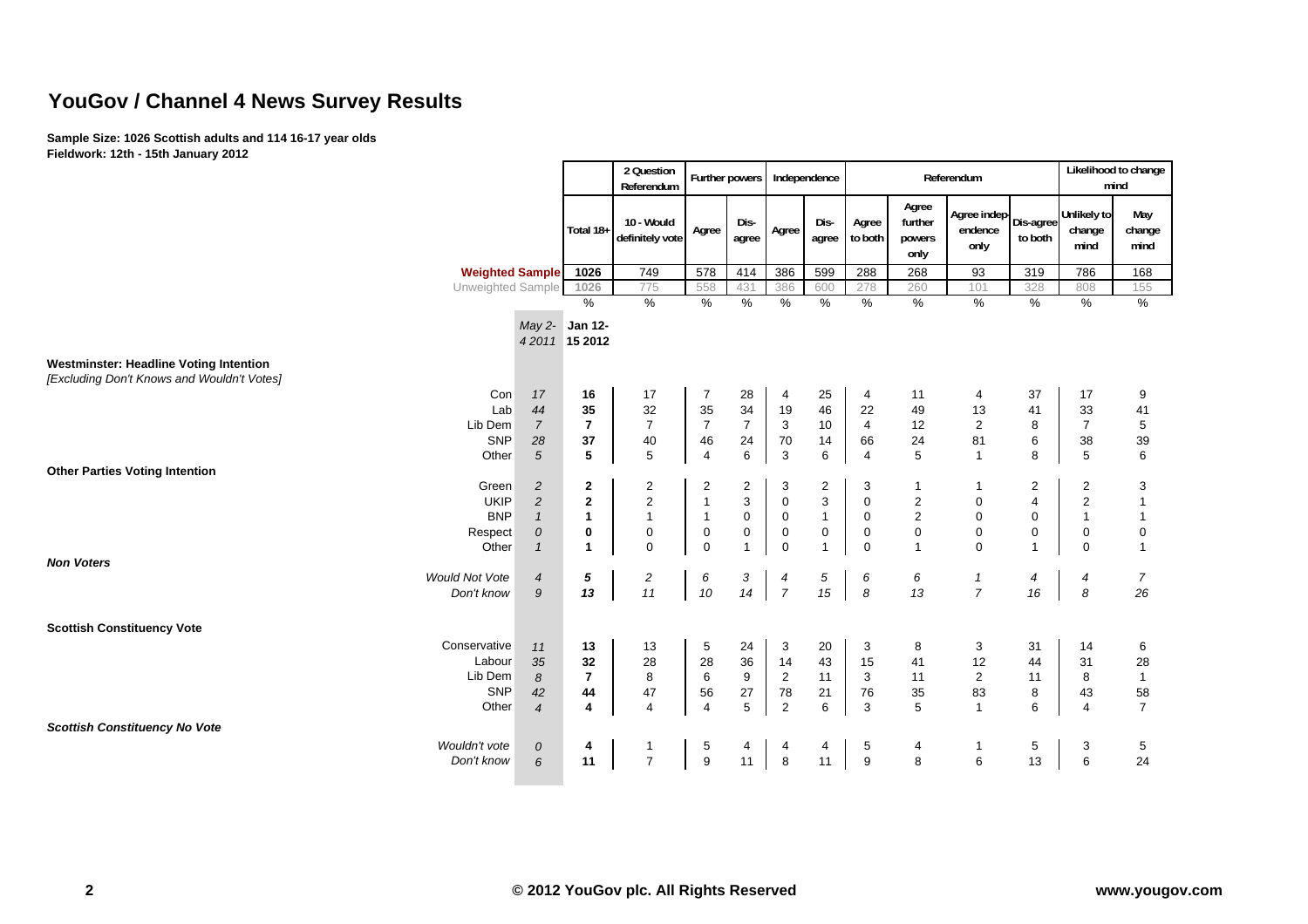## YouGov / Channel 4 News Survey Results

**Sample Size: 1026 Scottish adults and 114 16-17 year olds**
**Fieldwork: 12th - 15th January 2012**

| | | | 2 Question Referendum | Further powers | | Independence | | Referendum | | | | Likelihood to change mind | |
|---|---|---|---|---|---|---|---|---|---|---|---|---|---|
| | | Total 18+ | 10 - Would definitely vote | Agree | Dis-agree | Agree | Dis-agree | Agree to both | Agree further powers only | Agree independence only | Dis-agree to both | Unlikely to change mind | May change mind |
| **Weighted Sample** | | 1026 | 749 | 578 | 414 | 386 | 599 | 288 | 268 | 93 | 319 | 786 | 168 |
| Unweighted Sample | | 1026 | 775 | 558 | 431 | 386 | 600 | 278 | 260 | 101 | 328 | 808 | 155 |
| | | % | % | % | % | % | % | % | % | % | % | % | % |
| | *May 2-4 2011* | **Jan 12-15 2012** | | | | | | | | | | | |
| **Westminster: Headline Voting Intention** *[Excluding Don't Knows and Wouldn't Votes]* | | | | | | | | | | | | | |
| Con | *17* | **16** | 17 | 7 | 28 | 4 | 25 | 4 | 11 | 4 | 37 | 17 | 9 |
| Lab | *44* | **35** | 32 | 35 | 34 | 19 | 46 | 22 | 49 | 13 | 41 | 33 | 41 |
| Lib Dem | *7* | **7** | 7 | 7 | 7 | 3 | 10 | 4 | 12 | 2 | 8 | 7 | 5 |
| SNP | *28* | **37** | 40 | 46 | 24 | 70 | 14 | 66 | 24 | 81 | 6 | 38 | 39 |
| Other | *5* | **5** | 5 | 4 | 6 | 3 | 6 | 4 | 5 | 1 | 8 | 5 | 6 |
| **Other Parties Voting Intention** | | | | | | | | | | | | | |
| Green | *2* | **2** | 2 | 2 | 2 | 3 | 2 | 3 | 1 | 1 | 2 | 2 | 3 |
| UKIP | *2* | **2** | 2 | 1 | 3 | 0 | 3 | 0 | 2 | 0 | 4 | 2 | 1 |
| BNP | *1* | **1** | 1 | 1 | 0 | 0 | 1 | 0 | 2 | 0 | 0 | 1 | 1 |
| Respect | *0* | **0** | 0 | 0 | 0 | 0 | 0 | 0 | 0 | 0 | 0 | 0 | 0 |
| Other | *1* | **1** | 0 | 0 | 1 | 0 | 1 | 0 | 1 | 0 | 1 | 0 | 1 |
| ***Non Voters*** | | | | | | | | | | | | | |
| *Would Not Vote* | *4* | ***5*** | *2* | *6* | *3* | *4* | *5* | *6* | *6* | *1* | *4* | *4* | *7* |
| *Don't know* | *9* | ***13*** | *11* | *10* | *14* | *7* | *15* | *8* | *13* | *7* | *16* | *8* | *26* |
| **Scottish Constituency Vote** | | | | | | | | | | | | | |
| Conservative | *11* | **13** | 13 | 5 | 24 | 3 | 20 | 3 | 8 | 3 | 31 | 14 | 6 |
| Labour | *35* | **32** | 28 | 28 | 36 | 14 | 43 | 15 | 41 | 12 | 44 | 31 | 28 |
| Lib Dem | *8* | **7** | 8 | 6 | 9 | 2 | 11 | 3 | 11 | 2 | 11 | 8 | 1 |
| SNP | *42* | **44** | 47 | 56 | 27 | 78 | 21 | 76 | 35 | 83 | 8 | 43 | 58 |
| Other | *4* | **4** | 4 | 4 | 5 | 2 | 6 | 3 | 5 | 1 | 6 | 4 | 7 |
| ***Scottish Constituency No Vote*** | | | | | | | | | | | | | |
| *Wouldn't vote* | *0* | **4** | 1 | 5 | 4 | 4 | 4 | 5 | 4 | 1 | 5 | 3 | 5 |
| *Don't know* | *6* | **11** | 7 | 9 | 11 | 8 | 11 | 9 | 8 | 6 | 13 | 6 | 24 |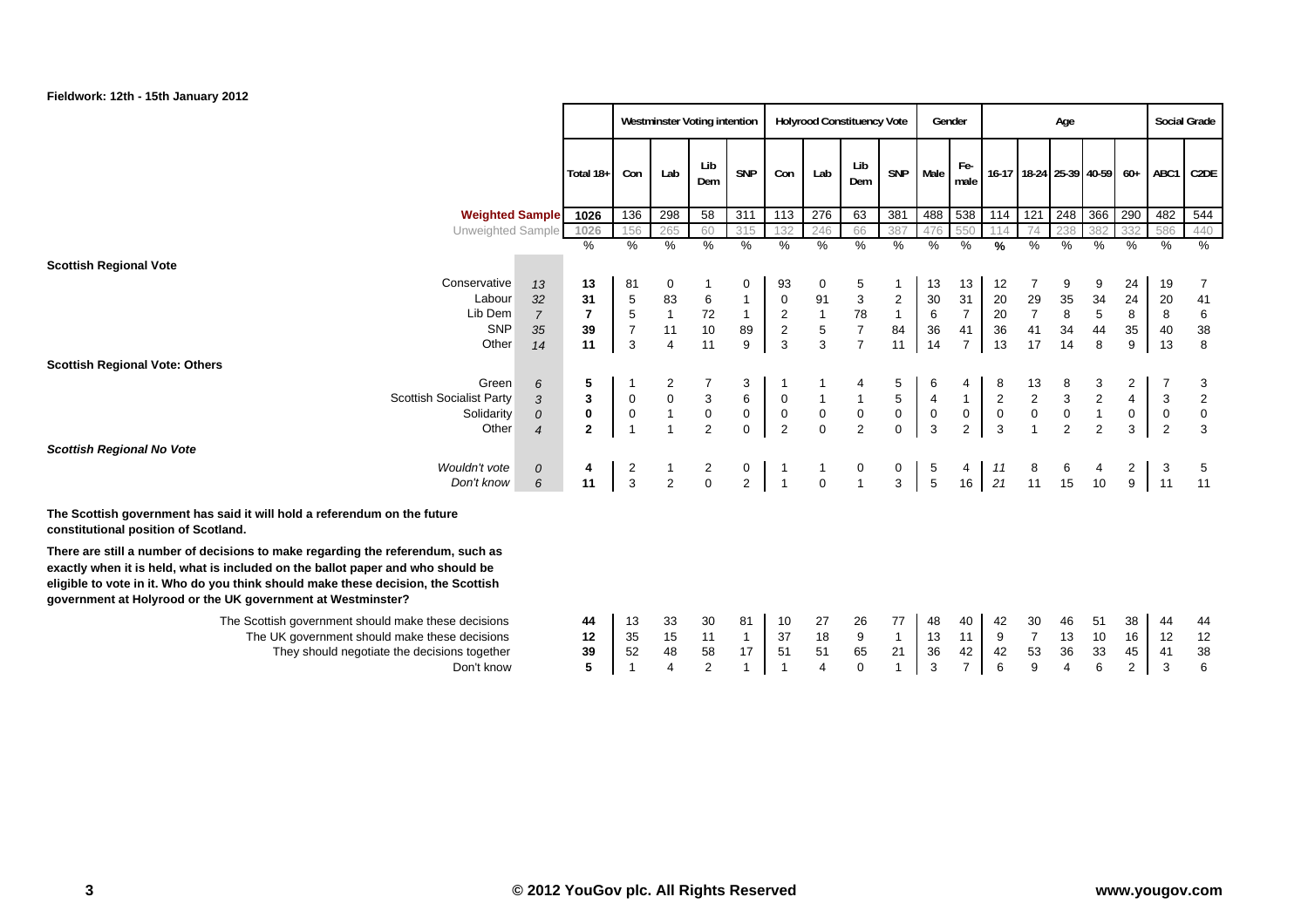Fieldwork: 12th - 15th January 2012

| | | Total 18+ | Westminster Voting intention | | | | Holyrood Constituency Vote | | | | Gender | | Age | | | | | | Social Grade | |
|---|---|---|---|---|---|---|---|---|---|---|---|---|---|---|---|---|---|---|---|---|
| | | | Con | Lab | Lib Dem | SNP | Con | Lab | Lib Dem | SNP | Male | Female | 16-17 | 18-24 | 25-39 | 40-59 | 60+ | ABC1 | C2DE |
| **Weighted Sample** | | 1026 | 136 | 298 | 58 | 311 | 113 | 276 | 63 | 381 | 488 | 538 | 114 | 121 | 248 | 366 | 290 | 482 | 544 |
| Unweighted Sample | | 1026 | 156 | 265 | 60 | 315 | 132 | 246 | 66 | 387 | 476 | 550 | 114 | 74 | 238 | 382 | 332 | 586 | 440 |
| | | % | % | % | % | % | % | % | % | % | % | % | % | % | % | % | % | % | % |
| **Scottish Regional Vote** | | | | | | | | | | | | | | | | | | | |
| Conservative | *13* | 13 | 81 | 0 | 1 | 0 | 93 | 0 | 5 | 1 | 13 | 13 | 12 | 7 | 9 | 9 | 24 | 19 | 7 |
| Labour | *32* | 31 | 5 | 83 | 6 | 1 | 0 | 91 | 3 | 2 | 30 | 31 | 20 | 29 | 35 | 34 | 24 | 20 | 41 |
| Lib Dem | *7* | 7 | 5 | 1 | 72 | 1 | 2 | 1 | 78 | 1 | 6 | 7 | 20 | 7 | 8 | 5 | 8 | 8 | 6 |
| SNP | *35* | 39 | 7 | 11 | 10 | 89 | 2 | 5 | 7 | 84 | 36 | 41 | 36 | 41 | 34 | 44 | 35 | 40 | 38 |
| Other | *14* | 11 | 3 | 4 | 11 | 9 | 3 | 3 | 7 | 11 | 14 | 7 | 13 | 17 | 14 | 8 | 9 | 13 | 8 |
| **Scottish Regional Vote: Others** | | | | | | | | | | | | | | | | | | | |
| Green | *6* | 5 | 1 | 2 | 7 | 3 | 1 | 1 | 4 | 5 | 6 | 4 | 8 | 13 | 8 | 3 | 2 | 7 | 3 |
| Scottish Socialist Party | *3* | 3 | 0 | 0 | 3 | 6 | 0 | 1 | 1 | 5 | 4 | 1 | 2 | 2 | 3 | 2 | 4 | 3 | 2 |
| Solidarity | *0* | 0 | 0 | 1 | 0 | 0 | 0 | 0 | 0 | 0 | 0 | 0 | 0 | 0 | 0 | 1 | 0 | 0 | 0 |
| Other | *4* | 2 | 1 | 1 | 2 | 0 | 2 | 0 | 2 | 0 | 3 | 2 | 3 | 1 | 2 | 2 | 3 | 2 | 3 |
| ***Scottish Regional No Vote*** | | | | | | | | | | | | | | | | | | | |
| *Wouldn't vote* | *0* | 4 | 2 | 1 | 2 | 0 | 1 | 1 | 0 | 0 | 5 | 4 | *11* | 8 | 6 | 4 | 2 | 3 | 5 |
| *Don't know* | *6* | 11 | 3 | 2 | 0 | 2 | 1 | 0 | 1 | 3 | 5 | 16 | *21* | 11 | 15 | 10 | 9 | 11 | 11 |

**The Scottish government has said it will hold a referendum on the future constitutional position of Scotland.**

**There are still a number of decisions to make regarding the referendum, such as exactly when it is held, what is included on the ballot paper and who should be eligible to vote in it. Who do you think should make these decision, the Scottish government at Holyrood or the UK government at Westminster?**

| | Total 18+ | Con | Lab | Lib Dem | SNP | Con | Lab | Lib Dem | SNP | Male | Female | 16-17 | 18-24 | 25-39 | 40-59 | 60+ | ABC1 | C2DE |
|---|---|---|---|---|---|---|---|---|---|---|---|---|---|---|---|---|---|---|
| The Scottish government should make these decisions | 44 | 13 | 33 | 30 | 81 | 10 | 27 | 26 | 77 | 48 | 40 | 42 | 30 | 46 | 51 | 38 | 44 | 44 |
| The UK government should make these decisions | 12 | 35 | 15 | 11 | 1 | 37 | 18 | 9 | 1 | 13 | 11 | 9 | 7 | 13 | 10 | 16 | 12 | 12 |
| They should negotiate the decisions together | 39 | 52 | 48 | 58 | 17 | 51 | 51 | 65 | 21 | 36 | 42 | 42 | 53 | 36 | 33 | 45 | 41 | 38 |
| Don't know | 5 | 1 | 4 | 2 | 1 | 1 | 4 | 0 | 1 | 3 | 7 | 6 | 9 | 4 | 6 | 2 | 3 | 6 |

© 2012 YouGov plc. All Rights Reserved

www.yougov.com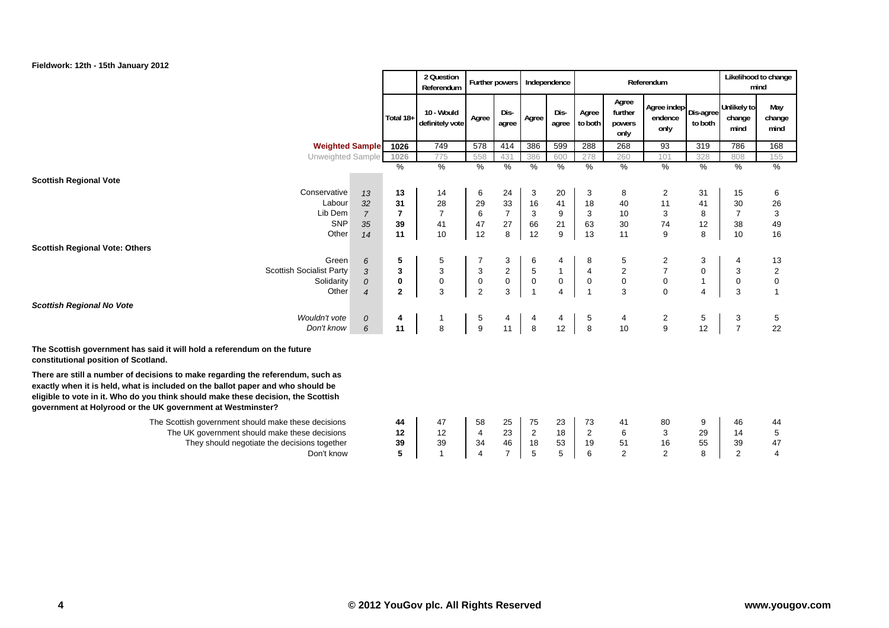**Fieldwork: 12th - 15th January 2012**

| | | Total 18+ | 2 Question Referendum | Further powers | | Independence | | Referendum | | | | Likelihood to change mind | |
|---|---|---|---|---|---|---|---|---|---|---|---|---|---|
| | | | 10 - Would definitely vote | Agree | Dis-agree | Agree | Dis-agree | Agree to both | Agree further powers only | Agree independence only | Dis-agree to both | Unlikely to change mind | May change mind |
| **Weighted Sample** | | 1026 | 749 | 578 | 414 | 386 | 599 | 288 | 268 | 93 | 319 | 786 | 168 |
| Unweighted Sample | | 1026 | 775 | 558 | 431 | 386 | 600 | 278 | 260 | 101 | 328 | 808 | 155 |
| | | % | % | % | % | % | % | % | % | % | % | % | % |
| **Scottish Regional Vote** | | | | | | | | | | | | | |
| Conservative | *13* | 13 | 14 | 6 | 24 | 3 | 20 | 3 | 8 | 2 | 31 | 15 | 6 |
| Labour | *32* | 31 | 28 | 29 | 33 | 16 | 41 | 18 | 40 | 11 | 41 | 30 | 26 |
| Lib Dem | *7* | 7 | 7 | 6 | 7 | 3 | 9 | 3 | 10 | 3 | 8 | 7 | 3 |
| SNP | *35* | 39 | 41 | 47 | 27 | 66 | 21 | 63 | 30 | 74 | 12 | 38 | 49 |
| Other | *14* | 11 | 10 | 12 | 8 | 12 | 9 | 13 | 11 | 9 | 8 | 10 | 16 |
| **Scottish Regional Vote: Others** | | | | | | | | | | | | | |
| Green | *6* | 5 | 5 | 7 | 3 | 6 | 4 | 8 | 5 | 2 | 3 | 4 | 13 |
| Scottish Socialist Party | *3* | 3 | 3 | 3 | 2 | 5 | 1 | 4 | 2 | 7 | 0 | 3 | 2 |
| Solidarity | *0* | 0 | 0 | 0 | 0 | 0 | 0 | 0 | 0 | 0 | 1 | 0 | 0 |
| Other | *4* | 2 | 3 | 2 | 3 | 1 | 4 | 1 | 3 | 0 | 4 | 3 | 1 |
| ***Scottish Regional No Vote*** | | | | | | | | | | | | | |
| *Wouldn't vote* | *0* | 4 | 1 | 5 | 4 | 4 | 4 | 5 | 4 | 2 | 5 | 3 | 5 |
| *Don't know* | *6* | 11 | 8 | 9 | 11 | 8 | 12 | 8 | 10 | 9 | 12 | 7 | 22 |

**The Scottish government has said it will hold a referendum on the future constitutional position of Scotland.**

**There are still a number of decisions to make regarding the referendum, such as exactly when it is held, what is included on the ballot paper and who should be eligible to vote in it. Who do you think should make these decision, the Scottish government at Holyrood or the UK government at Westminster?**

| | Total 18+ | 10 - Would definitely vote | Further powers: Agree | Further powers: Dis-agree | Independence: Agree | Independence: Dis-agree | Agree to both | Agree further powers only | Agree independence only | Dis-agree to both | Unlikely to change mind | May change mind |
|---|---|---|---|---|---|---|---|---|---|---|---|---|
| The Scottish government should make these decisions | 44 | 47 | 58 | 25 | 75 | 23 | 73 | 41 | 80 | 9 | 46 | 44 |
| The UK government should make these decisions | 12 | 12 | 4 | 23 | 2 | 18 | 2 | 6 | 3 | 29 | 14 | 5 |
| They should negotiate the decisions together | 39 | 39 | 34 | 46 | 18 | 53 | 19 | 51 | 16 | 55 | 39 | 47 |
| Don't know | 5 | 1 | 4 | 7 | 5 | 5 | 6 | 2 | 2 | 8 | 2 | 4 |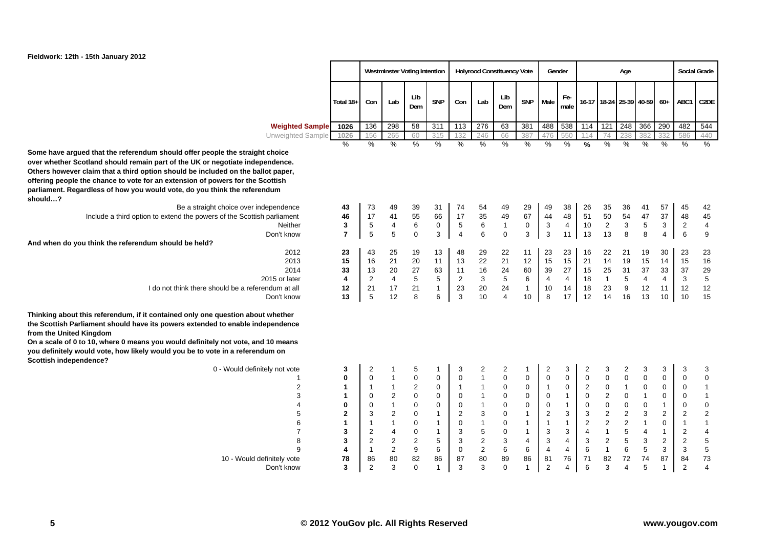Fieldwork: 12th - 15th January 2012

| | Total 18+ | Westminster Voting intention | | | | Holyrood Constituency Vote | | | | Gender | | Age | | | | | | Social Grade | |
|---|---|---|---|---|---|---|---|---|---|---|---|---|---|---|---|---|---|---|---|
| | | Con | Lab | Lib Dem | SNP | Con | Lab | Lib Dem | SNP | Male | Female | 16-17 | 18-24 | 25-39 | 40-59 | 60+ | ABC1 | C2DE |
| **Weighted Sample** | 1026 | 136 | 298 | 58 | 311 | 113 | 276 | 63 | 381 | 488 | 538 | 114 | 121 | 248 | 366 | 290 | 482 | 544 |
| Unweighted Sample | 1026 | 156 | 265 | 60 | 315 | 132 | 246 | 66 | 387 | 476 | 550 | 114 | 74 | 238 | 382 | 332 | 586 | 440 |
| | % | % | % | % | % | % | % | % | % | % | % | % | % | % | % | % | % | % |
| **Some have argued that the referendum should offer people the straight choice over whether Scotland should remain part of the UK or negotiate independence. Others however claim that a third option should be included on the ballot paper, offering people the chance to vote for an extension of powers for the Scottish parliament. Regardless of how you would vote, do you think the referendum should…?** | | | | | | | | | | | | | | | | | | |
| Be a straight choice over independence | 43 | 73 | 49 | 39 | 31 | 74 | 54 | 49 | 29 | 49 | 38 | 26 | 35 | 36 | 41 | 57 | 45 | 42 |
| Include a third option to extend the powers of the Scottish parliament | 46 | 17 | 41 | 55 | 66 | 17 | 35 | 49 | 67 | 44 | 48 | 51 | 50 | 54 | 47 | 37 | 48 | 45 |
| Neither | 3 | 5 | 4 | 6 | 0 | 5 | 6 | 1 | 0 | 3 | 4 | 10 | 2 | 3 | 5 | 3 | 2 | 4 |
| Don't know | 7 | 5 | 5 | 0 | 3 | 4 | 6 | 0 | 3 | 3 | 11 | 13 | 13 | 8 | 8 | 4 | 6 | 9 |
| **And when do you think the referendum should be held?** | | | | | | | | | | | | | | | | | | |
| 2012 | 23 | 43 | 25 | 19 | 13 | 48 | 29 | 22 | 11 | 23 | 23 | 16 | 22 | 21 | 19 | 30 | 23 | 23 |
| 2013 | 15 | 16 | 21 | 20 | 11 | 13 | 22 | 21 | 12 | 15 | 15 | 21 | 14 | 19 | 15 | 14 | 15 | 16 |
| 2014 | 33 | 13 | 20 | 27 | 63 | 11 | 16 | 24 | 60 | 39 | 27 | 15 | 25 | 31 | 37 | 33 | 37 | 29 |
| 2015 or later | 4 | 2 | 4 | 5 | 5 | 2 | 3 | 5 | 6 | 4 | 4 | 18 | 1 | 5 | 4 | 4 | 3 | 5 |
| I do not think there should be a referendum at all | 12 | 21 | 17 | 21 | 1 | 23 | 20 | 24 | 1 | 10 | 14 | 18 | 23 | 9 | 12 | 11 | 12 | 12 |
| Don't know | 13 | 5 | 12 | 8 | 6 | 3 | 10 | 4 | 10 | 8 | 17 | 12 | 14 | 16 | 13 | 10 | 10 | 15 |
| **Thinking about this referendum, if it contained only one question about whether the Scottish Parliament should have its powers extended to enable independence from the United Kingdom. On a scale of 0 to 10, where 0 means you would definitely not vote, and 10 means you definitely would vote, how likely would you be to vote in a referendum on Scottish independence?** | | | | | | | | | | | | | | | | | | |
| 0 - Would definitely not vote | 3 | 2 | 1 | 5 | 1 | 3 | 2 | 2 | 1 | 2 | 3 | 2 | 3 | 2 | 3 | 3 | 3 | 3 |
| 1 | 0 | 0 | 1 | 0 | 0 | 0 | 1 | 0 | 0 | 0 | 0 | 0 | 0 | 0 | 0 | 0 | 0 | 0 |
| 2 | 1 | 1 | 1 | 2 | 0 | 1 | 1 | 0 | 0 | 1 | 0 | 2 | 0 | 1 | 0 | 0 | 0 | 1 |
| 3 | 1 | 0 | 2 | 0 | 0 | 0 | 1 | 0 | 0 | 0 | 1 | 0 | 2 | 0 | 1 | 0 | 0 | 1 |
| 4 | 0 | 0 | 1 | 0 | 0 | 0 | 1 | 0 | 0 | 0 | 1 | 0 | 0 | 0 | 0 | 1 | 0 | 0 |
| 5 | 2 | 3 | 2 | 0 | 1 | 2 | 3 | 0 | 1 | 2 | 3 | 3 | 2 | 2 | 3 | 2 | 2 | 2 |
| 6 | 1 | 1 | 1 | 0 | 1 | 0 | 1 | 0 | 1 | 1 | 1 | 2 | 2 | 2 | 1 | 0 | 1 | 1 |
| 7 | 3 | 2 | 4 | 0 | 1 | 3 | 5 | 0 | 1 | 3 | 3 | 4 | 1 | 5 | 4 | 1 | 2 | 4 |
| 8 | 3 | 2 | 2 | 2 | 5 | 3 | 2 | 3 | 4 | 3 | 4 | 3 | 2 | 5 | 3 | 2 | 2 | 5 |
| 9 | 4 | 1 | 2 | 9 | 6 | 0 | 2 | 6 | 6 | 4 | 4 | 6 | 1 | 6 | 5 | 3 | 3 | 5 |
| 10 - Would definitely vote | 78 | 86 | 80 | 82 | 86 | 87 | 80 | 89 | 86 | 81 | 76 | 71 | 82 | 72 | 74 | 87 | 84 | 73 |
| Don't know | 3 | 2 | 3 | 0 | 1 | 3 | 3 | 0 | 1 | 2 | 4 | 6 | 3 | 4 | 5 | 1 | 2 | 4 |

© 2012 YouGov plc. All Rights Reserved

www.yougov.com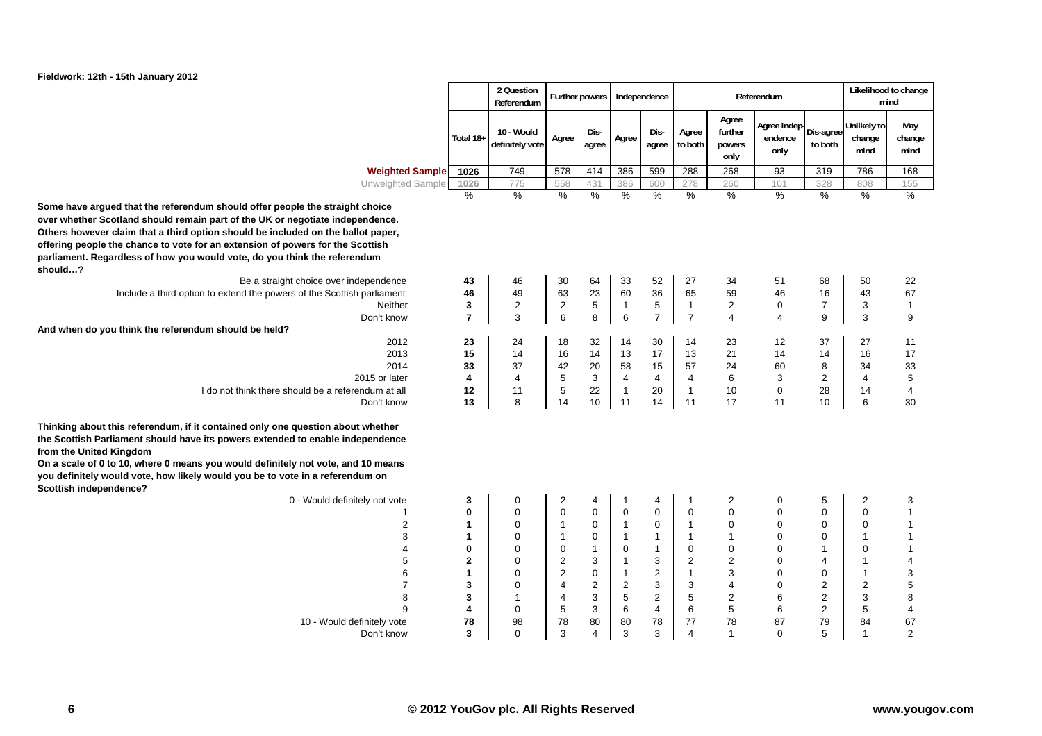**Fieldwork: 12th - 15th January 2012**

| | Total 18+ | 2 Question Referendum: 10 - Would definitely vote | Further powers: Agree | Further powers: Dis-agree | Independence: Agree | Independence: Dis-agree | Referendum: Agree to both | Referendum: Agree further powers only | Referendum: Agree independence only | Referendum: Dis-agree to both | Likelihood to change mind: Unlikely to change mind | Likelihood to change mind: May change mind |
|---|---|---|---|---|---|---|---|---|---|---|---|---|
| **Weighted Sample** | 1026 | 749 | 578 | 414 | 386 | 599 | 288 | 268 | 93 | 319 | 786 | 168 |
| Unweighted Sample | 1026 | 775 | 558 | 431 | 386 | 600 | 278 | 260 | 101 | 328 | 808 | 155 |
| | % | % | % | % | % | % | % | % | % | % | % | % |
| **Some have argued that the referendum should offer people the straight choice over whether Scotland should remain part of the UK or negotiate independence. Others however claim that a third option should be included on the ballot paper, offering people the chance to vote for an extension of powers for the Scottish parliament. Regardless of how you would vote, do you think the referendum should…?** | | | | | | | | | | | | |
| Be a straight choice over independence | **43** | 46 | 30 | 64 | 33 | 52 | 27 | 34 | 51 | 68 | 50 | 22 |
| Include a third option to extend the powers of the Scottish parliament | **46** | 49 | 63 | 23 | 60 | 36 | 65 | 59 | 46 | 16 | 43 | 67 |
| Neither | **3** | 2 | 2 | 5 | 1 | 5 | 1 | 2 | 0 | 7 | 3 | 1 |
| Don't know | **7** | 3 | 6 | 8 | 6 | 7 | 7 | 4 | 4 | 9 | 3 | 9 |
| **And when do you think the referendum should be held?** | | | | | | | | | | | | |
| 2012 | **23** | 24 | 18 | 32 | 14 | 30 | 14 | 23 | 12 | 37 | 27 | 11 |
| 2013 | **15** | 14 | 16 | 14 | 13 | 17 | 13 | 21 | 14 | 14 | 16 | 17 |
| 2014 | **33** | 37 | 42 | 20 | 58 | 15 | 57 | 24 | 60 | 8 | 34 | 33 |
| 2015 or later | **4** | 4 | 5 | 3 | 4 | 4 | 4 | 6 | 3 | 2 | 4 | 5 |
| I do not think there should be a referendum at all | **12** | 11 | 5 | 22 | 1 | 20 | 1 | 10 | 0 | 28 | 14 | 4 |
| Don't know | **13** | 8 | 14 | 10 | 11 | 14 | 11 | 17 | 11 | 10 | 6 | 30 |
| **Thinking about this referendum, if it contained only one question about whether the Scottish Parliament should have its powers extended to enable independence from the United Kingdom On a scale of 0 to 10, where 0 means you would definitely not vote, and 10 means you definitely would vote, how likely would you be to vote in a referendum on Scottish independence?** | | | | | | | | | | | | |
| 0 - Would definitely not vote | **3** | 0 | 2 | 4 | 1 | 4 | 1 | 2 | 0 | 5 | 2 | 3 |
| 1 | **0** | 0 | 0 | 0 | 0 | 0 | 0 | 0 | 0 | 0 | 0 | 1 |
| 2 | **1** | 0 | 1 | 0 | 1 | 0 | 1 | 0 | 0 | 0 | 0 | 1 |
| 3 | **1** | 0 | 1 | 0 | 1 | 1 | 1 | 1 | 0 | 0 | 1 | 1 |
| 4 | **0** | 0 | 0 | 1 | 0 | 1 | 0 | 0 | 0 | 1 | 0 | 1 |
| 5 | **2** | 0 | 2 | 3 | 1 | 3 | 2 | 2 | 0 | 4 | 1 | 4 |
| 6 | **1** | 0 | 2 | 0 | 1 | 2 | 1 | 3 | 0 | 0 | 1 | 3 |
| 7 | **3** | 0 | 4 | 2 | 2 | 3 | 3 | 4 | 0 | 2 | 2 | 5 |
| 8 | **3** | 1 | 4 | 3 | 5 | 2 | 5 | 2 | 6 | 2 | 3 | 8 |
| 9 | **4** | 0 | 5 | 3 | 6 | 4 | 6 | 5 | 6 | 2 | 5 | 4 |
| 10 - Would definitely vote | **78** | 98 | 78 | 80 | 80 | 78 | 77 | 78 | 87 | 79 | 84 | 67 |
| Don't know | **3** | 0 | 3 | 4 | 3 | 3 | 4 | 1 | 0 | 5 | 1 | 2 |

**© 2012 YouGov plc. All Rights Reserved** www.yougov.com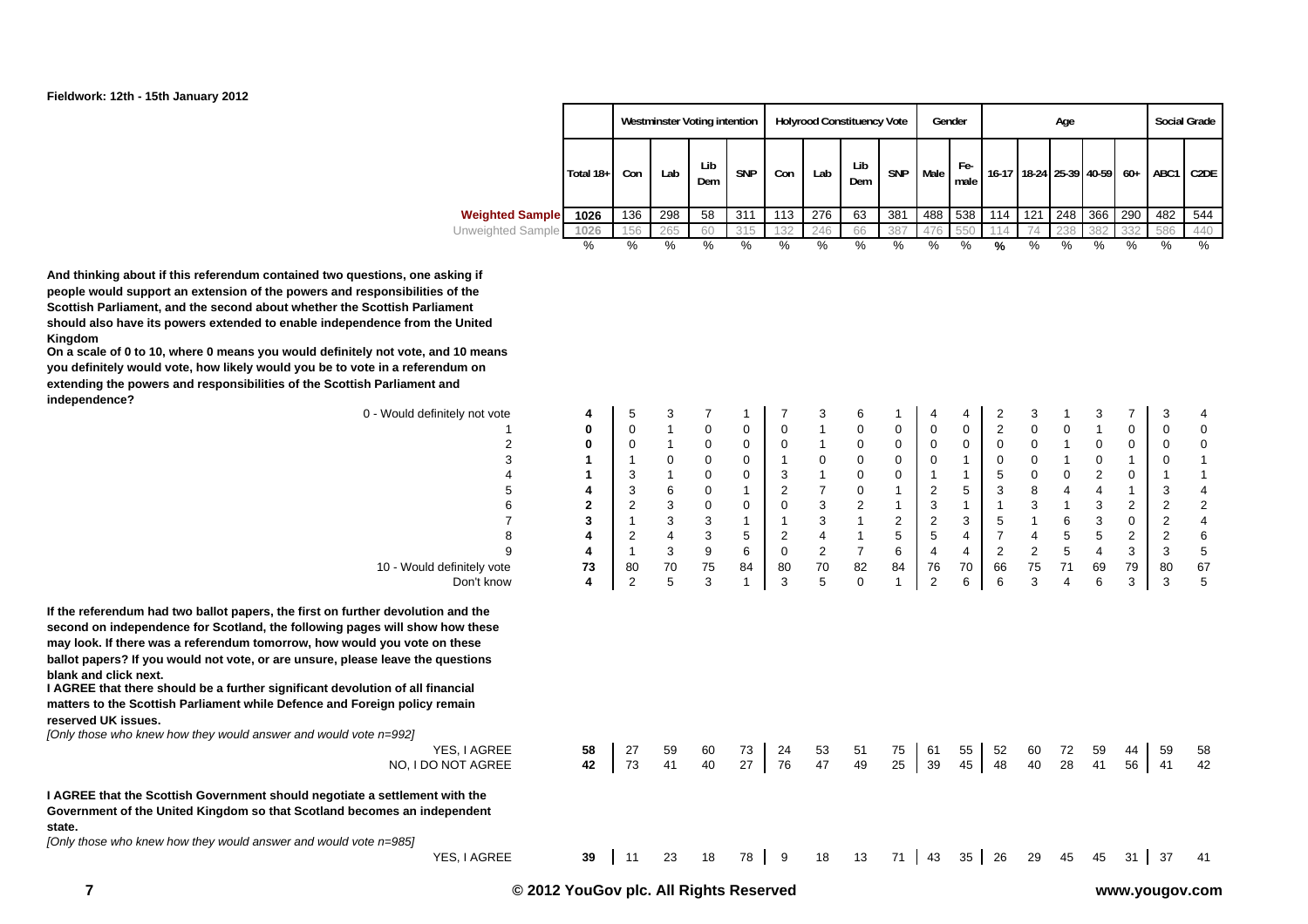**Fieldwork: 12th - 15th January 2012**

| | Total 18+ | Westminster Voting intention | | | | Holyrood Constituency Vote | | | | Gender | | Age | | | | | Social Grade | |
|---|---|---|---|---|---|---|---|---|---|---|---|---|---|---|---|---|---|---|
| | | Con | Lab | Lib Dem | SNP | Con | Lab | Lib Dem | SNP | Male | Fe-male | 16-17 | 18-24 | 25-39 | 40-59 | 60+ | ABC1 | C2DE |
| **Weighted Sample** | **1026** | 136 | 298 | 58 | 311 | 113 | 276 | 63 | 381 | 488 | 538 | 114 | 121 | 248 | 366 | 290 | 482 | 544 |
| Unweighted Sample | 1026 | 156 | 265 | 60 | 315 | 132 | 246 | 66 | 387 | 476 | 550 | 114 | 74 | 238 | 382 | 332 | 586 | 440 |
| | % | % | % | % | % | % | % | % | % | % | % | % | % | % | % | % | % | % |
| **And thinking about if this referendum contained two questions, one asking if people would support an extension of the powers and responsibilities of the Scottish Parliament, and the second about whether the Scottish Parliament should also have its powers extended to enable independence from the United Kingdom** | | | | | | | | | | | | | | | | | | |
| **On a scale of 0 to 10, where 0 means you would definitely not vote, and 10 means you definitely would vote, how likely would you be to vote in a referendum on extending the powers and responsibilities of the Scottish Parliament and independence?** | | | | | | | | | | | | | | | | | | |
| 0 - Would definitely not vote | **4** | 5 | 3 | 7 | 1 | 7 | 3 | 6 | 1 | 4 | 4 | 2 | 3 | 1 | 3 | 7 | 3 | 4 |
| 1 | **0** | 0 | 1 | 0 | 0 | 0 | 1 | 0 | 0 | 0 | 0 | 2 | 0 | 0 | 1 | 0 | 0 | 0 |
| 2 | **0** | 0 | 1 | 0 | 0 | 0 | 1 | 0 | 0 | 0 | 0 | 0 | 0 | 1 | 0 | 0 | 0 | 0 |
| 3 | **1** | 1 | 0 | 0 | 0 | 1 | 0 | 0 | 0 | 0 | 1 | 0 | 0 | 1 | 0 | 1 | 0 | 1 |
| 4 | **1** | 3 | 1 | 0 | 0 | 3 | 1 | 0 | 0 | 1 | 1 | 5 | 0 | 0 | 2 | 0 | 1 | 1 |
| 5 | **4** | 3 | 6 | 0 | 1 | 2 | 7 | 0 | 1 | 2 | 5 | 3 | 8 | 4 | 4 | 1 | 3 | 4 |
| 6 | **2** | 2 | 3 | 0 | 0 | 0 | 3 | 2 | 1 | 3 | 1 | 1 | 3 | 1 | 3 | 2 | 2 | 2 |
| 7 | **3** | 1 | 3 | 3 | 1 | 1 | 3 | 1 | 2 | 2 | 3 | 5 | 1 | 6 | 3 | 0 | 2 | 4 |
| 8 | **4** | 2 | 4 | 3 | 5 | 2 | 4 | 1 | 5 | 5 | 4 | 7 | 4 | 5 | 5 | 2 | 2 | 6 |
| 9 | **4** | 1 | 3 | 9 | 6 | 0 | 2 | 7 | 6 | 4 | 4 | 2 | 2 | 5 | 4 | 3 | 3 | 5 |
| 10 - Would definitely vote | **73** | 80 | 70 | 75 | 84 | 80 | 70 | 82 | 84 | 76 | 70 | 66 | 75 | 71 | 69 | 79 | 80 | 67 |
| Don't know | **4** | 2 | 5 | 3 | 1 | 3 | 5 | 0 | 1 | 2 | 6 | 6 | 3 | 4 | 6 | 3 | 3 | 5 |
| **If the referendum had two ballot papers, the first on further devolution and the second on independence for Scotland, the following pages will show how these may look. If there was a referendum tomorrow, how would you vote on these ballot papers? If you would not vote, or are unsure, please leave the questions blank and click next.** | | | | | | | | | | | | | | | | | | |
| **I AGREE that there should be a further significant devolution of all financial matters to the Scottish Parliament while Defence and Foreign policy remain reserved UK issues.** *[Only those who knew how they would answer and would vote n=992]* | | | | | | | | | | | | | | | | | | |
| YES, I AGREE | **58** | 27 | 59 | 60 | 73 | 24 | 53 | 51 | 75 | 61 | 55 | 52 | 60 | 72 | 59 | 44 | 59 | 58 |
| NO, I DO NOT AGREE | **42** | 73 | 41 | 40 | 27 | 76 | 47 | 49 | 25 | 39 | 45 | 48 | 40 | 28 | 41 | 56 | 41 | 42 |
| **I AGREE that the Scottish Government should negotiate a settlement with the Government of the United Kingdom so that Scotland becomes an independent state.** *[Only those who knew how they would answer and would vote n=985]* | | | | | | | | | | | | | | | | | | |
| YES, I AGREE | **39** | 11 | 23 | 18 | 78 | 9 | 18 | 13 | 71 | 43 | 35 | 26 | 29 | 45 | 45 | 31 | 37 | 41 |

© 2012 YouGov plc. All Rights Reserved

www.yougov.com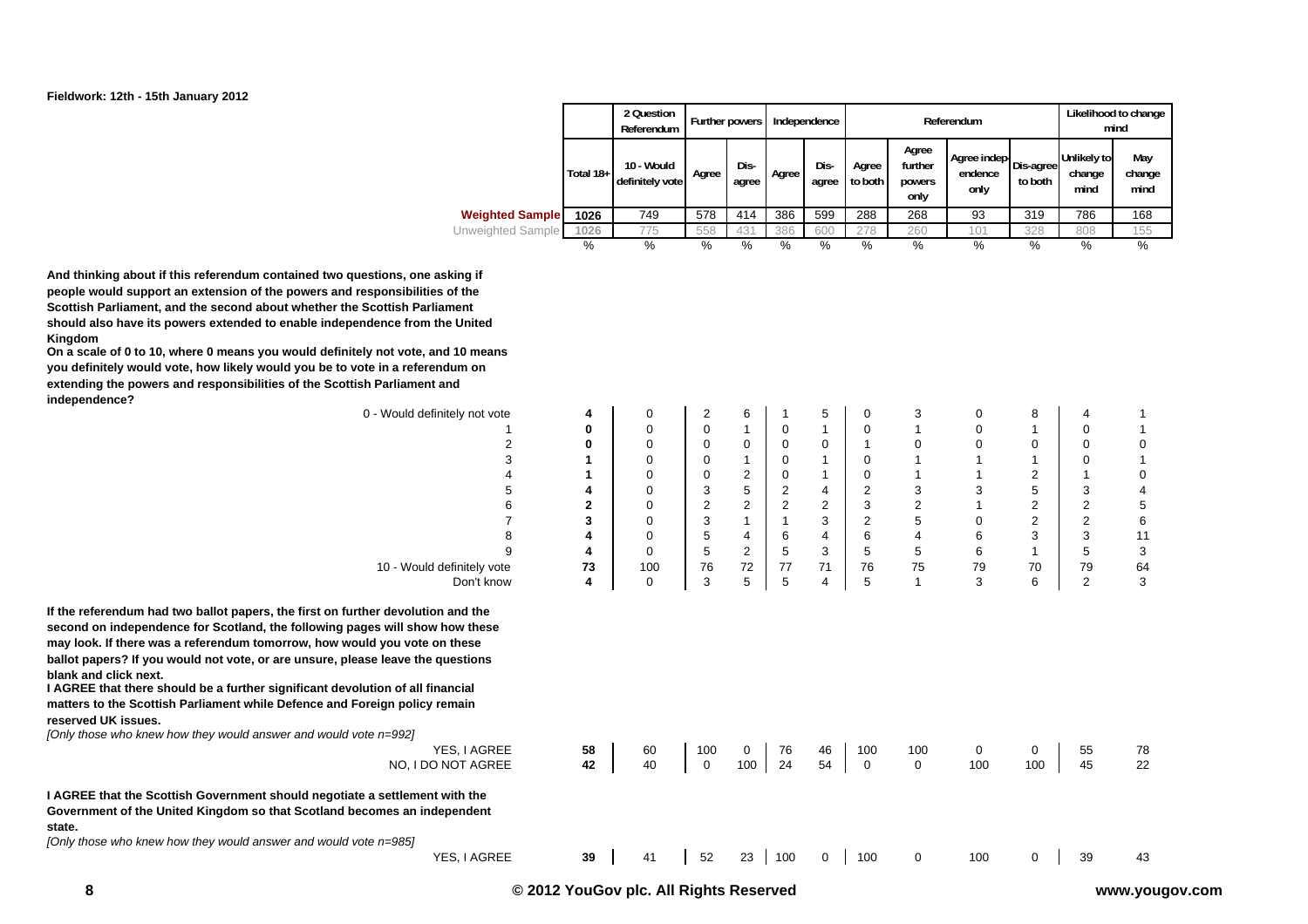**Fieldwork: 12th - 15th January 2012**

| | Total 18+ | 2 Question Referendum | Further powers | | Independence | | Referendum | | | | Likelihood to change mind | |
|---|---|---|---|---|---|---|---|---|---|---|---|---|
| | | 10 - Would definitely vote | Agree | Dis-agree | Agree | Dis-agree | Agree to both | Agree further powers only | Agree independence only | Dis-agree to both | Unlikely to change mind | May change mind |
| **Weighted Sample** | **1026** | 749 | 578 | 414 | 386 | 599 | 288 | 268 | 93 | 319 | 786 | 168 |
| Unweighted Sample | **1026** | 775 | 558 | 431 | 386 | 600 | 278 | 260 | 101 | 328 | 808 | 155 |
| | % | % | % | % | % | % | % | % | % | % | % | % |
| **And thinking about if this referendum contained two questions, one asking if people would support an extension of the powers and responsibilities of the Scottish Parliament, and the second about whether the Scottish Parliament should also have its powers extended to enable independence from the United Kingdom On a scale of 0 to 10, where 0 means you would definitely not vote, and 10 means you definitely would vote, how likely would you be to vote in a referendum on extending the powers and responsibilities of the Scottish Parliament and independence?** | | | | | | | | | | | | |
| 0 - Would definitely not vote | **4** | 0 | 2 | 6 | 1 | 5 | 0 | 3 | 0 | 8 | 4 | 1 |
| 1 | **0** | 0 | 0 | 1 | 0 | 1 | 0 | 1 | 0 | 1 | 0 | 1 |
| 2 | **0** | 0 | 0 | 0 | 0 | 0 | 1 | 0 | 0 | 0 | 0 | 0 |
| 3 | **1** | 0 | 0 | 1 | 0 | 1 | 0 | 1 | 1 | 1 | 0 | 1 |
| 4 | **1** | 0 | 0 | 2 | 0 | 1 | 0 | 1 | 1 | 2 | 1 | 0 |
| 5 | **4** | 0 | 3 | 5 | 2 | 4 | 2 | 3 | 3 | 5 | 3 | 4 |
| 6 | **2** | 0 | 2 | 2 | 2 | 2 | 3 | 2 | 1 | 2 | 2 | 5 |
| 7 | **3** | 0 | 3 | 1 | 1 | 3 | 2 | 5 | 0 | 2 | 2 | 6 |
| 8 | **4** | 0 | 5 | 4 | 6 | 4 | 6 | 4 | 6 | 3 | 3 | 11 |
| 9 | **4** | 0 | 5 | 2 | 5 | 3 | 5 | 5 | 6 | 1 | 5 | 3 |
| 10 - Would definitely vote | **73** | 100 | 76 | 72 | 77 | 71 | 76 | 75 | 79 | 70 | 79 | 64 |
| Don't know | **4** | 0 | 3 | 5 | 5 | 4 | 5 | 1 | 3 | 6 | 2 | 3 |
| **If the referendum had two ballot papers, the first on further devolution and the second on independence for Scotland, the following pages will show how these may look. If there was a referendum tomorrow, how would you vote on these ballot papers? If you would not vote, or are unsure, please leave the questions blank and click next. I AGREE that there should be a further significant devolution of all financial matters to the Scottish Parliament while Defence and Foreign policy remain reserved UK issues.** *[Only those who knew how they would answer and would vote n=992]* | | | | | | | | | | | | |
| YES, I AGREE | **58** | 60 | 100 | 0 | 76 | 46 | 100 | 100 | 0 | 0 | 55 | 78 |
| NO, I DO NOT AGREE | **42** | 40 | 0 | 100 | 24 | 54 | 0 | 0 | 100 | 100 | 45 | 22 |
| **I AGREE that the Scottish Government should negotiate a settlement with the Government of the United Kingdom so that Scotland becomes an independent state.** *[Only those who knew how they would answer and would vote n=985]* | | | | | | | | | | | | |
| YES, I AGREE | **39** | 41 | 52 | 23 | 100 | 0 | 100 | 0 | 100 | 0 | 39 | 43 |

© 2012 YouGov plc. All Rights Reserved

www.yougov.com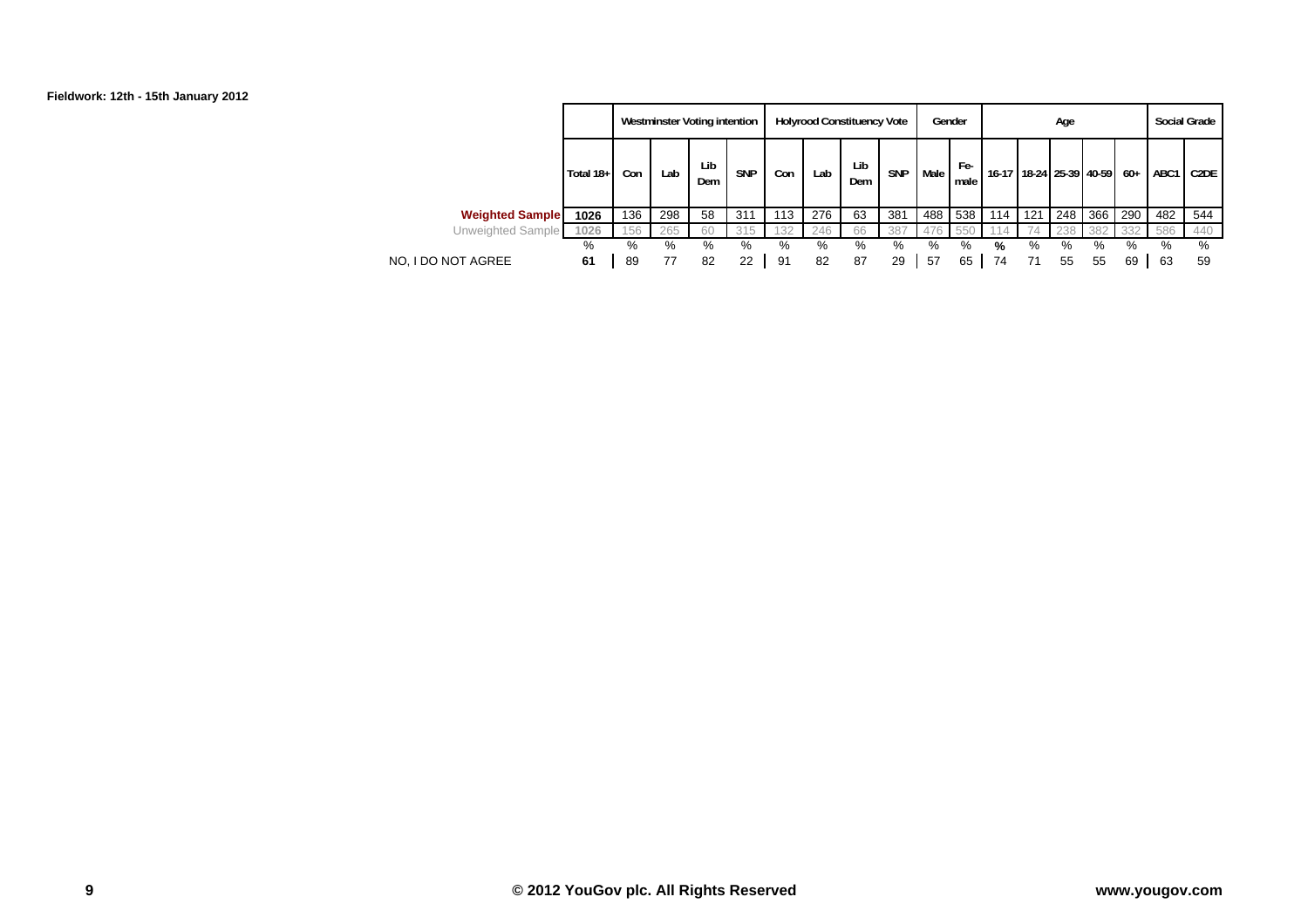**Fieldwork: 12th - 15th January 2012**

| | Total 18+ | Westminster Voting intention | | | | Holyrood Constituency Vote | | | | Gender | | Age | | | | | Social Grade | |
|---|---|---|---|---|---|---|---|---|---|---|---|---|---|---|---|---|---|---|
| | | Con | Lab | Lib Dem | SNP | Con | Lab | Lib Dem | SNP | Male | Fe-male | 16-17 | 18-24 | 25-39 | 40-59 | 60+ | ABC1 | C2DE |
| **Weighted Sample** | 1026 | 136 | 298 | 58 | 311 | 113 | 276 | 63 | 381 | 488 | 538 | 114 | 121 | 248 | 366 | 290 | 482 | 544 |
| Unweighted Sample | 1026 | 156 | 265 | 60 | 315 | 132 | 246 | 66 | 387 | 476 | 550 | 114 | 74 | 238 | 382 | 332 | 586 | 440 |
| | % | % | % | % | % | % | % | % | % | % | % | % | % | % | % | % | % | % |
| NO, I DO NOT AGREE | 61 | 89 | 77 | 82 | 22 | 91 | 82 | 87 | 29 | 57 | 65 | 74 | 71 | 55 | 55 | 69 | 63 | 59 |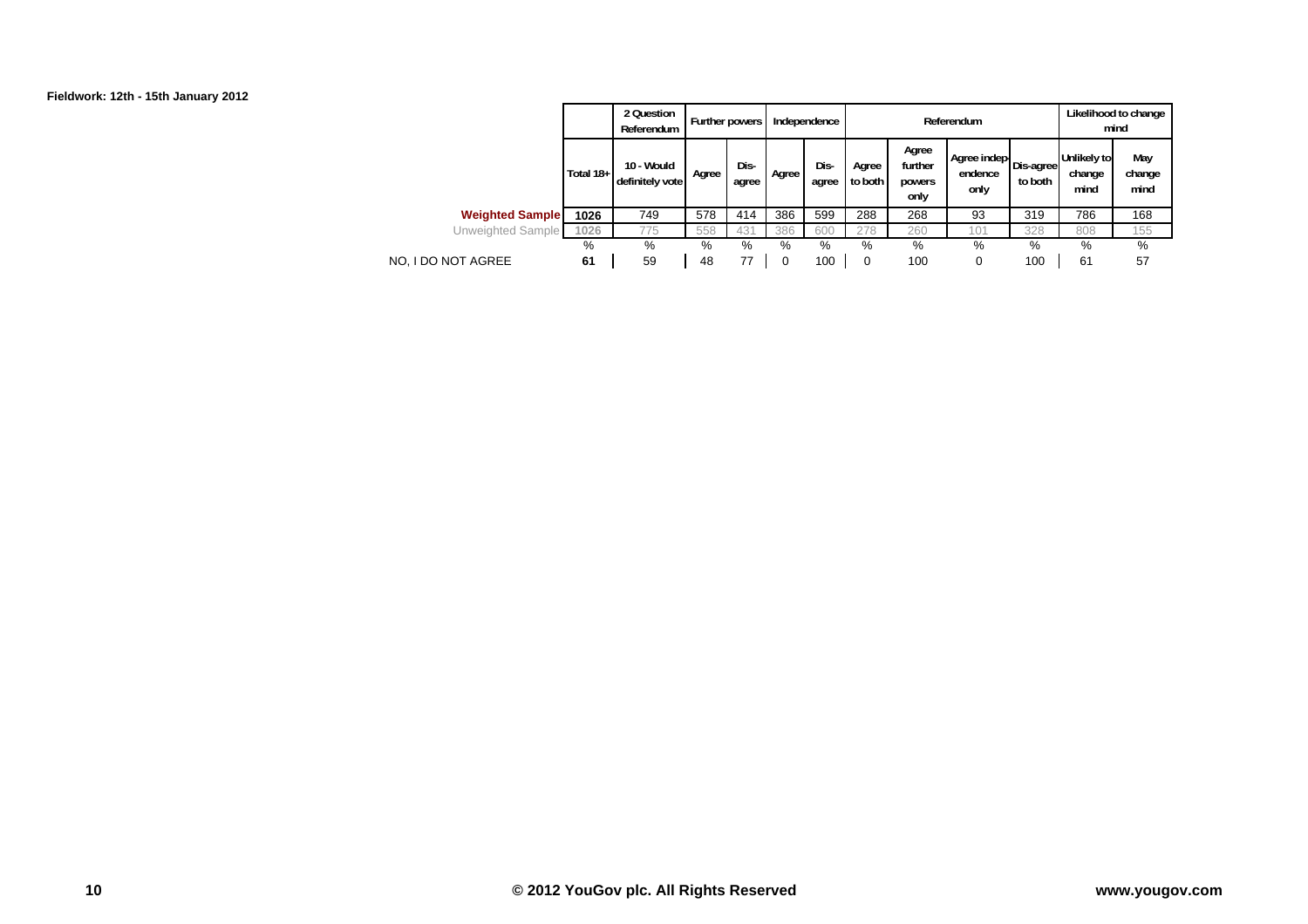**Fieldwork: 12th - 15th January 2012**

| | | 2 Question Referendum | Further powers | | Independence | | Referendum | | | | Likelihood to change mind | |
|---|---|---|---|---|---|---|---|---|---|---|---|---|
| | Total 18+ | 10 - Would definitely vote | Agree | Dis-agree | Agree | Dis-agree | Agree to both | Agree further powers only | Agree independence only | Dis-agree to both | Unlikely to change mind | May change mind |
| **Weighted Sample** | 1026 | 749 | 578 | 414 | 386 | 599 | 288 | 268 | 93 | 319 | 786 | 168 |
| Unweighted Sample | 1026 | 775 | 558 | 431 | 386 | 600 | 278 | 260 | 101 | 328 | 808 | 155 |
| | % | % | % | % | % | % | % | % | % | % | % | % |
| NO, I DO NOT AGREE | 61 | 59 | 48 | 77 | 0 | 100 | 0 | 100 | 0 | 100 | 61 | 57 |

© 2012 YouGov plc. All Rights Reserved

www.yougov.com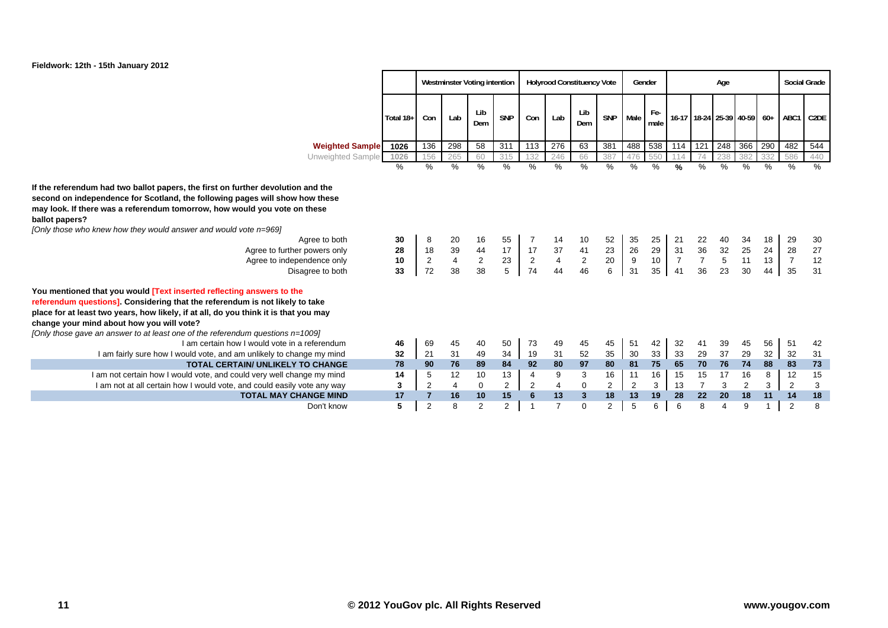**Fieldwork: 12th - 15th January 2012**

| | | Westminster Voting intention | | | | Holyrood Constituency Vote | | | | Gender | | Age | | | | | Social Grade | |
|---|---|---|---|---|---|---|---|---|---|---|---|---|---|---|---|---|---|---|
| | Total 18+ | Con | Lab | Lib Dem | SNP | Con | Lab | Lib Dem | SNP | Male | Female | 16-17 | 18-24 | 25-39 | 40-59 | 60+ | ABC1 | C2DE |
| **Weighted Sample** | 1026 | 136 | 298 | 58 | 311 | 113 | 276 | 63 | 381 | 488 | 538 | 114 | 121 | 248 | 366 | 290 | 482 | 544 |
| Unweighted Sample | 1026 | 156 | 265 | 60 | 315 | 132 | 246 | 66 | 387 | 476 | 550 | 114 | 74 | 238 | 382 | 332 | 586 | 440 |
| | % | % | % | % | % | % | % | % | % | % | % | % | % | % | % | % | % | % |
| **If the referendum had two ballot papers, the first on further devolution and the second on independence for Scotland, the following pages will show how these may look. If there was a referendum tomorrow, how would you vote on these ballot papers?** *[Only those who knew how they would answer and would vote n=969]* | | | | | | | | | | | | | | | | | | |
| Agree to both | **30** | 8 | 20 | 16 | 55 | 7 | 14 | 10 | 52 | 35 | 25 | 21 | 22 | 40 | 34 | 18 | 29 | 30 |
| Agree to further powers only | **28** | 18 | 39 | 44 | 17 | 17 | 37 | 41 | 23 | 26 | 29 | 31 | 36 | 32 | 25 | 24 | 28 | 27 |
| Agree to independence only | **10** | 2 | 4 | 2 | 23 | 2 | 4 | 2 | 20 | 9 | 10 | 7 | 7 | 5 | 11 | 13 | 7 | 12 |
| Disagree to both | **33** | 72 | 38 | 38 | 5 | 74 | 44 | 46 | 6 | 31 | 35 | 41 | 36 | 23 | 30 | 44 | 35 | 31 |
| **You mentioned that you would [Text inserted reflecting answers to the referendum questions]. Considering that the referendum is not likely to take place for at least two years, how likely, if at all, do you think it is that you may change your mind about how you will vote?** *[Only those gave an answer to at least one of the referendum questions n=1009]* | | | | | | | | | | | | | | | | | | |
| I am certain how I would vote in a referendum | **46** | 69 | 45 | 40 | 50 | 73 | 49 | 45 | 45 | 51 | 42 | 32 | 41 | 39 | 45 | 56 | 51 | 42 |
| I am fairly sure how I would vote, and am unlikely to change my mind | **32** | 21 | 31 | 49 | 34 | 19 | 31 | 52 | 35 | 30 | 33 | 33 | 29 | 37 | 29 | 32 | 32 | 31 |
| **TOTAL CERTAIN/ UNLIKELY TO CHANGE** | **78** | **90** | **76** | **89** | **84** | **92** | **80** | **97** | **80** | **81** | **75** | **65** | **70** | **76** | **74** | **88** | **83** | **73** |
| I am not certain how I would vote, and could very well change my mind | **14** | 5 | 12 | 10 | 13 | 4 | 9 | 3 | 16 | 11 | 16 | 15 | 15 | 17 | 16 | 8 | 12 | 15 |
| I am not at all certain how I would vote, and could easily vote any way | **3** | 2 | 4 | 0 | 2 | 2 | 4 | 0 | 2 | 2 | 3 | 13 | 7 | 3 | 2 | 3 | 2 | 3 |
| **TOTAL MAY CHANGE MIND** | **17** | **7** | **16** | **10** | **15** | **6** | **13** | **3** | **18** | **13** | **19** | **28** | **22** | **20** | **18** | **11** | **14** | **18** |
| Don't know | **5** | 2 | 8 | 2 | 2 | 1 | 7 | 0 | 2 | 5 | 6 | 6 | 8 | 4 | 9 | 1 | 2 | 8 |

© 2012 YouGov plc. All Rights Reserved

www.yougov.com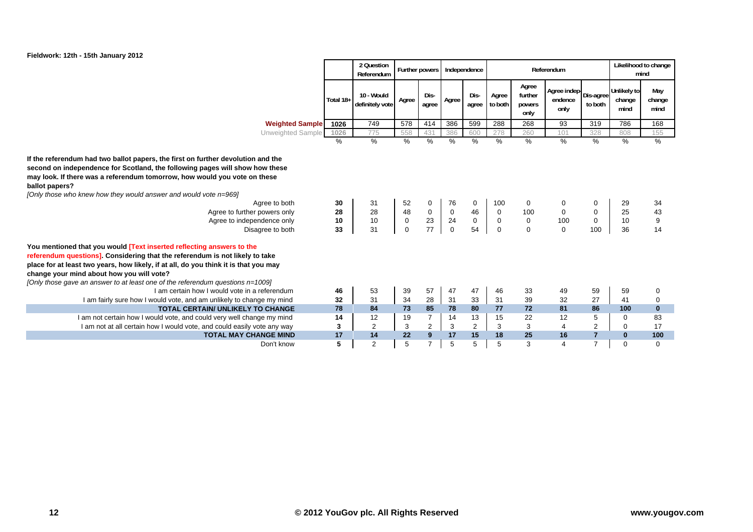**Fieldwork: 12th - 15th January 2012**

| | Total 18+ | 2 Question Referendum | Further powers | | Independence | | Referendum | | | | Likelihood to change mind | |
|---|---|---|---|---|---|---|---|---|---|---|---|---|
| | | 10 - Would definitely vote | Agree | Dis-agree | Agree | Dis-agree | Agree to both | Agree further powers only | Agree independence only | Dis-agree to both | Unlikely to change mind | May change mind |
| **Weighted Sample** | 1026 | 749 | 578 | 414 | 386 | 599 | 288 | 268 | 93 | 319 | 786 | 168 |
| Unweighted Sample | 1026 | 775 | 558 | 431 | 386 | 600 | 278 | 260 | 101 | 328 | 808 | 155 |
| | % | % | % | % | % | % | % | % | % | % | % | % |
| **If the referendum had two ballot papers, the first on further devolution and the second on independence for Scotland, the following pages will show how these may look. If there was a referendum tomorrow, how would you vote on these ballot papers?** *[Only those who knew how they would answer and would vote n=969]* | | | | | | | | | | | | |
| Agree to both | 30 | 31 | 52 | 0 | 76 | 0 | 100 | 0 | 0 | 0 | 29 | 34 |
| Agree to further powers only | 28 | 28 | 48 | 0 | 0 | 46 | 0 | 100 | 0 | 0 | 25 | 43 |
| Agree to independence only | 10 | 10 | 0 | 23 | 24 | 0 | 0 | 0 | 100 | 0 | 10 | 9 |
| Disagree to both | 33 | 31 | 0 | 77 | 0 | 54 | 0 | 0 | 0 | 100 | 36 | 14 |
| **You mentioned that you would [Text inserted reflecting answers to the referendum questions]. Considering that the referendum is not likely to take place for at least two years, how likely, if at all, do you think it is that you may change your mind about how you will vote?** *[Only those gave an answer to at least one of the referendum questions n=1009]* | | | | | | | | | | | | |
| I am certain how I would vote in a referendum | 46 | 53 | 39 | 57 | 47 | 47 | 46 | 33 | 49 | 59 | 59 | 0 |
| I am fairly sure how I would vote, and am unlikely to change my mind | 32 | 31 | 34 | 28 | 31 | 33 | 31 | 39 | 32 | 27 | 41 | 0 |
| **TOTAL CERTAIN/ UNLIKELY TO CHANGE** | **78** | **84** | **73** | **85** | **78** | **80** | **77** | **72** | **81** | **86** | **100** | **0** |
| I am not certain how I would vote, and could very well change my mind | 14 | 12 | 19 | 7 | 14 | 13 | 15 | 22 | 12 | 5 | 0 | 83 |
| I am not at all certain how I would vote, and could easily vote any way | 3 | 2 | 3 | 2 | 3 | 2 | 3 | 3 | 4 | 2 | 0 | 17 |
| **TOTAL MAY CHANGE MIND** | **17** | **14** | **22** | **9** | **17** | **15** | **18** | **25** | **16** | **7** | **0** | **100** |
| Don't know | 5 | 2 | 5 | 7 | 5 | 5 | 5 | 3 | 4 | 7 | 0 | 0 |

© 2012 YouGov plc. All Rights Reserved

www.yougov.com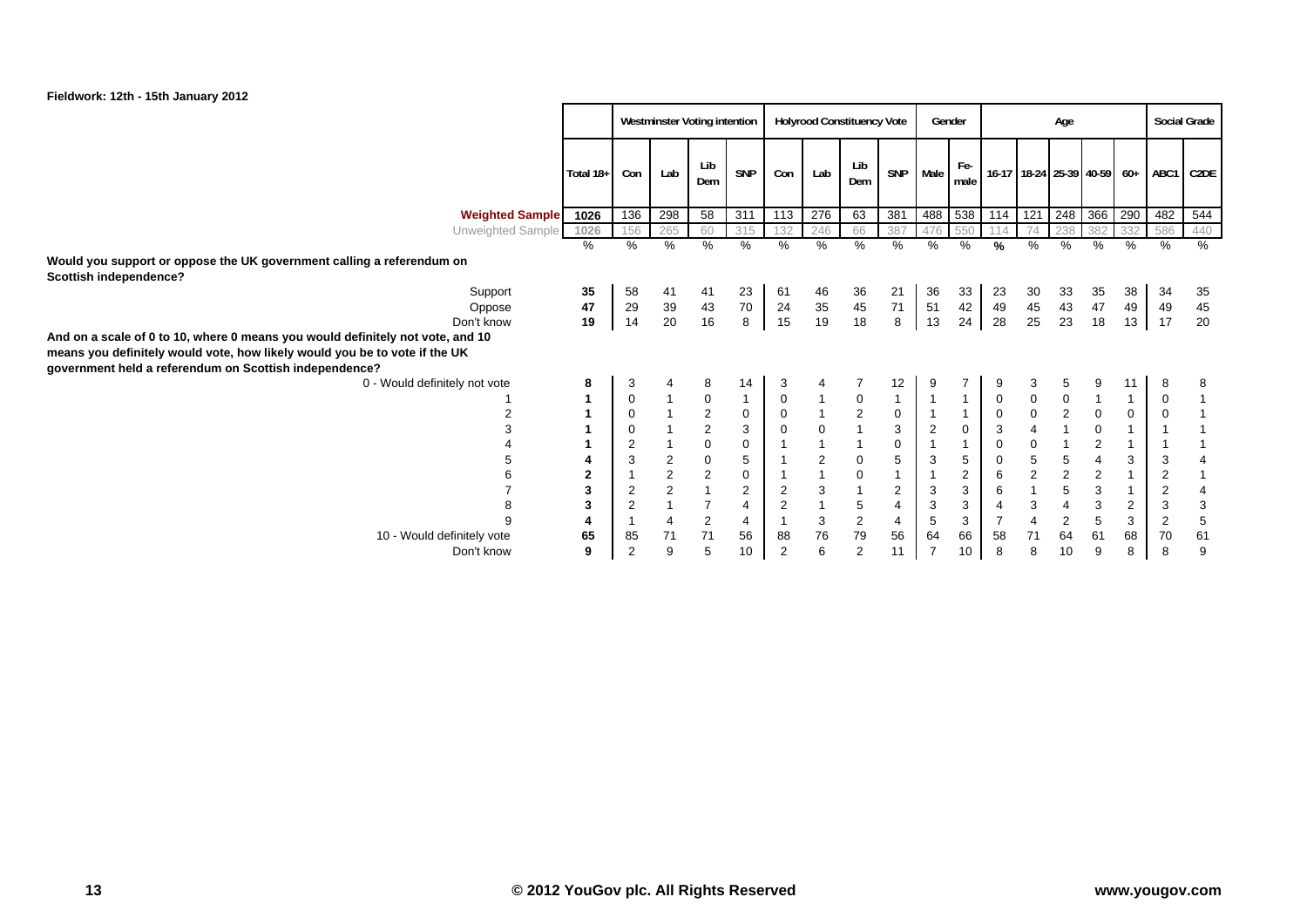**Fieldwork: 12th - 15th January 2012**

| | Total 18+ | Westminster Voting intention | | | | Holyrood Constituency Vote | | | | Gender | | Age | | | | | Social Grade | |
|---|---|---|---|---|---|---|---|---|---|---|---|---|---|---|---|---|---|---|
| | | Con | Lab | Lib Dem | SNP | Con | Lab | Lib Dem | SNP | Male | Female | 16-17 | 18-24 | 25-39 | 40-59 | 60+ | ABC1 | C2DE |
| **Weighted Sample** | 1026 | 136 | 298 | 58 | 311 | 113 | 276 | 63 | 381 | 488 | 538 | 114 | 121 | 248 | 366 | 290 | 482 | 544 |
| Unweighted Sample | 1026 | 156 | 265 | 60 | 315 | 132 | 246 | 66 | 387 | 476 | 550 | 114 | 74 | 238 | 382 | 332 | 586 | 440 |
| | % | % | % | % | % | % | % | % | % | % | % | % | % | % | % | % | % | % |
| **Would you support or oppose the UK government calling a referendum on Scottish independence?** | | | | | | | | | | | | | | | | | | |
| Support | 35 | 58 | 41 | 41 | 23 | 61 | 46 | 36 | 21 | 36 | 33 | 23 | 30 | 33 | 35 | 38 | 34 | 35 |
| Oppose | 47 | 29 | 39 | 43 | 70 | 24 | 35 | 45 | 71 | 51 | 42 | 49 | 45 | 43 | 47 | 49 | 49 | 45 |
| Don't know | 19 | 14 | 20 | 16 | 8 | 15 | 19 | 18 | 8 | 13 | 24 | 28 | 25 | 23 | 18 | 13 | 17 | 20 |
| **And on a scale of 0 to 10, where 0 means you would definitely not vote, and 10 means you definitely would vote, how likely would you be to vote if the UK government held a referendum on Scottish independence?** | | | | | | | | | | | | | | | | | | |
| 0 - Would definitely not vote | 8 | 3 | 4 | 8 | 14 | 3 | 4 | 7 | 12 | 9 | 7 | 9 | 3 | 5 | 9 | 11 | 8 | 8 |
| 1 | 1 | 0 | 1 | 0 | 1 | 0 | 1 | 0 | 1 | 1 | 1 | 0 | 0 | 0 | 1 | 1 | 0 | 1 |
| 2 | 1 | 0 | 1 | 2 | 0 | 0 | 1 | 2 | 0 | 1 | 1 | 0 | 0 | 2 | 0 | 0 | 0 | 1 |
| 3 | 1 | 0 | 1 | 2 | 3 | 0 | 0 | 1 | 3 | 2 | 0 | 3 | 4 | 1 | 0 | 1 | 1 | 1 |
| 4 | 1 | 2 | 1 | 0 | 0 | 1 | 1 | 1 | 0 | 1 | 1 | 0 | 0 | 1 | 2 | 1 | 1 | 1 |
| 5 | 4 | 3 | 2 | 0 | 5 | 1 | 2 | 0 | 5 | 3 | 5 | 0 | 5 | 5 | 4 | 3 | 3 | 4 |
| 6 | 2 | 1 | 2 | 2 | 0 | 1 | 1 | 0 | 1 | 1 | 2 | 6 | 2 | 2 | 2 | 1 | 2 | 1 |
| 7 | 3 | 2 | 2 | 1 | 2 | 2 | 3 | 1 | 2 | 3 | 3 | 6 | 1 | 5 | 3 | 1 | 2 | 4 |
| 8 | 3 | 2 | 1 | 7 | 4 | 2 | 1 | 5 | 4 | 3 | 3 | 4 | 3 | 4 | 3 | 2 | 3 | 3 |
| 9 | 4 | 1 | 4 | 2 | 4 | 1 | 3 | 2 | 4 | 5 | 3 | 7 | 4 | 2 | 5 | 3 | 2 | 5 |
| 10 - Would definitely vote | 65 | 85 | 71 | 71 | 56 | 88 | 76 | 79 | 56 | 64 | 66 | 58 | 71 | 64 | 61 | 68 | 70 | 61 |
| Don't know | 9 | 2 | 9 | 5 | 10 | 2 | 6 | 2 | 11 | 7 | 10 | 8 | 8 | 10 | 9 | 8 | 8 | 9 |

© 2012 YouGov plc. All Rights Reserved www.yougov.com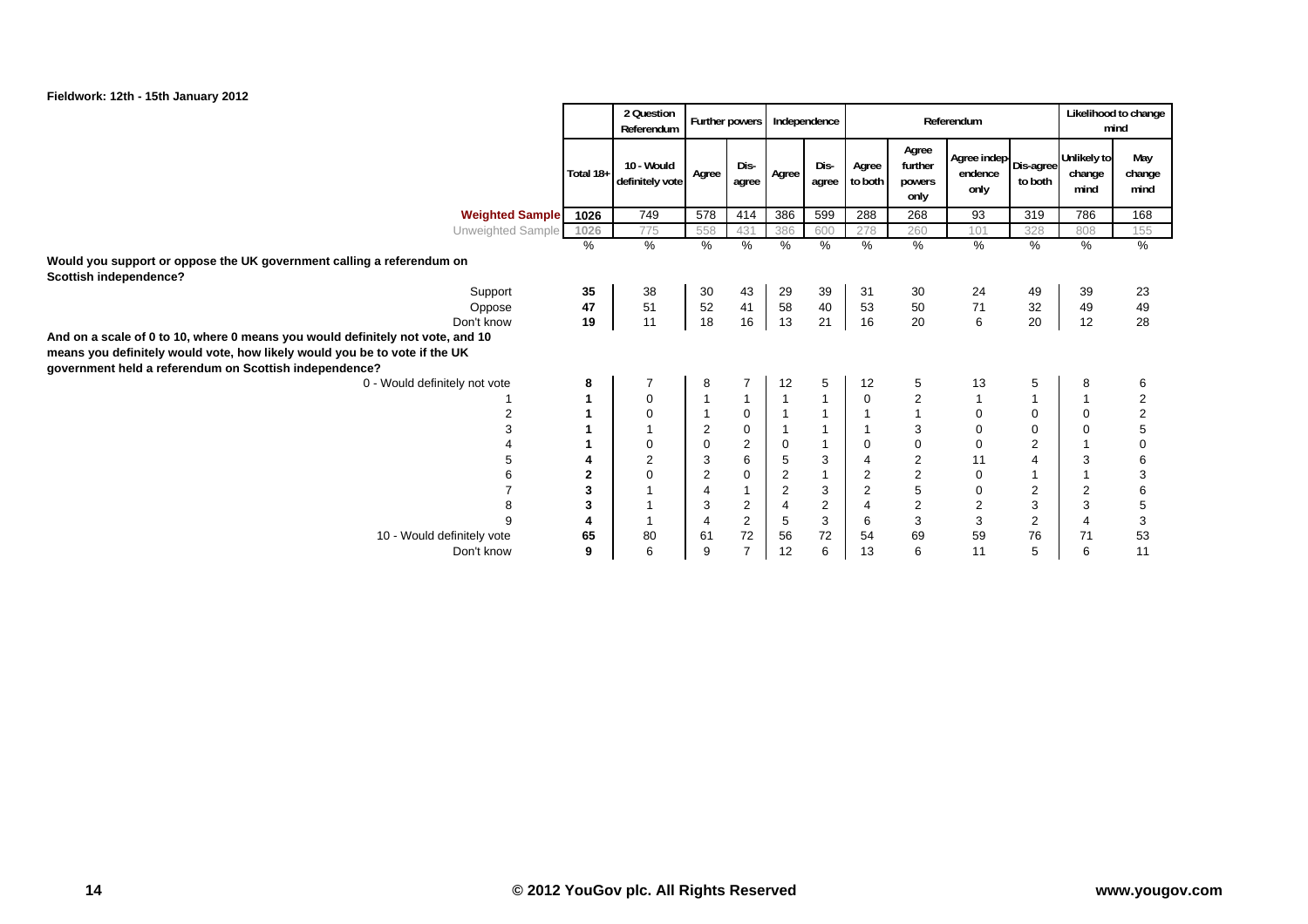**Fieldwork: 12th - 15th January 2012**

| | | 2 Question Referendum | Further powers | | Independence | | Referendum | | | | Likelihood to change mind | |
|---|---|---|---|---|---|---|---|---|---|---|---|---|
| | Total 18+ | 10 - Would definitely vote | Agree | Dis-agree | Agree | Dis-agree | Agree to both | Agree further powers only | Agree independence only | Dis-agree to both | Unlikely to change mind | May change mind |
| **Weighted Sample** | 1026 | 749 | 578 | 414 | 386 | 599 | 288 | 268 | 93 | 319 | 786 | 168 |
| Unweighted Sample | 1026 | 775 | 558 | 431 | 386 | 600 | 278 | 260 | 101 | 328 | 808 | 155 |
| | % | % | % | % | % | % | % | % | % | % | % | % |
| **Would you support or oppose the UK government calling a referendum on Scottish independence?** | | | | | | | | | | | | |
| Support | **35** | 38 | 30 | 43 | 29 | 39 | 31 | 30 | 24 | 49 | 39 | 23 |
| Oppose | **47** | 51 | 52 | 41 | 58 | 40 | 53 | 50 | 71 | 32 | 49 | 49 |
| Don't know | **19** | 11 | 18 | 16 | 13 | 21 | 16 | 20 | 6 | 20 | 12 | 28 |
| **And on a scale of 0 to 10, where 0 means you would definitely not vote, and 10 means you definitely would vote, how likely would you be to vote if the UK government held a referendum on Scottish independence?** | | | | | | | | | | | | |
| 0 - Would definitely not vote | **8** | 7 | 8 | 7 | 12 | 5 | 12 | 5 | 13 | 5 | 8 | 6 |
| 1 | **1** | 0 | 1 | 1 | 1 | 1 | 0 | 2 | 1 | 1 | 1 | 2 |
| 2 | **1** | 0 | 1 | 0 | 1 | 1 | 1 | 1 | 0 | 0 | 0 | 2 |
| 3 | **1** | 1 | 2 | 0 | 1 | 1 | 1 | 3 | 0 | 0 | 0 | 5 |
| 4 | **1** | 0 | 0 | 2 | 0 | 1 | 0 | 0 | 0 | 2 | 1 | 0 |
| 5 | **4** | 2 | 3 | 6 | 5 | 3 | 4 | 2 | 11 | 4 | 3 | 6 |
| 6 | **2** | 0 | 2 | 0 | 2 | 1 | 2 | 2 | 0 | 1 | 1 | 3 |
| 7 | **3** | 1 | 4 | 1 | 2 | 3 | 2 | 5 | 0 | 2 | 2 | 6 |
| 8 | **3** | 1 | 3 | 2 | 4 | 2 | 4 | 2 | 2 | 3 | 3 | 5 |
| 9 | **4** | 1 | 4 | 2 | 5 | 3 | 6 | 3 | 3 | 2 | 4 | 3 |
| 10 - Would definitely vote | **65** | 80 | 61 | 72 | 56 | 72 | 54 | 69 | 59 | 76 | 71 | 53 |
| Don't know | **9** | 6 | 9 | 7 | 12 | 6 | 13 | 6 | 11 | 5 | 6 | 11 |

© 2012 YouGov plc. All Rights Reserved

www.yougov.com